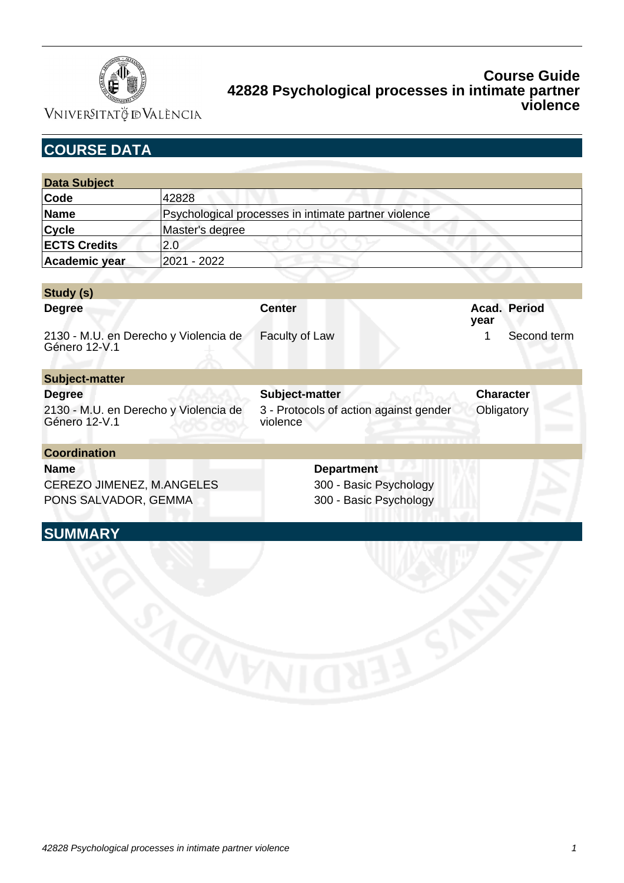# Course Guide
# 42828 Psychological processes in intimate partner violence

## COURSE DATA

| Data Subject | |
|---|---|
| **Code** | 42828 |
| **Name** | Psychological processes in intimate partner violence |
| **Cycle** | Master's degree |
| **ECTS Credits** | 2.0 |
| **Academic year** | 2021 - 2022 |

| Study (s) | | | |
|---|---|---|---|
| **Degree** | **Center** | **Acad. year** | **Period** |
| 2130 - M.U. en Derecho y Violencia de Género 12-V.1 | Faculty of Law | 1 | Second term |

| Subject-matter | | |
|---|---|---|
| **Degree** | **Subject-matter** | **Character** |
| 2130 - M.U. en Derecho y Violencia de Género 12-V.1 | 3 - Protocols of action against gender violence | Obligatory |

| Coordination | |
|---|---|
| **Name** | **Department** |
| CEREZO JIMENEZ, M.ANGELES | 300 - Basic Psychology |
| PONS SALVADOR, GEMMA | 300 - Basic Psychology |

## SUMMARY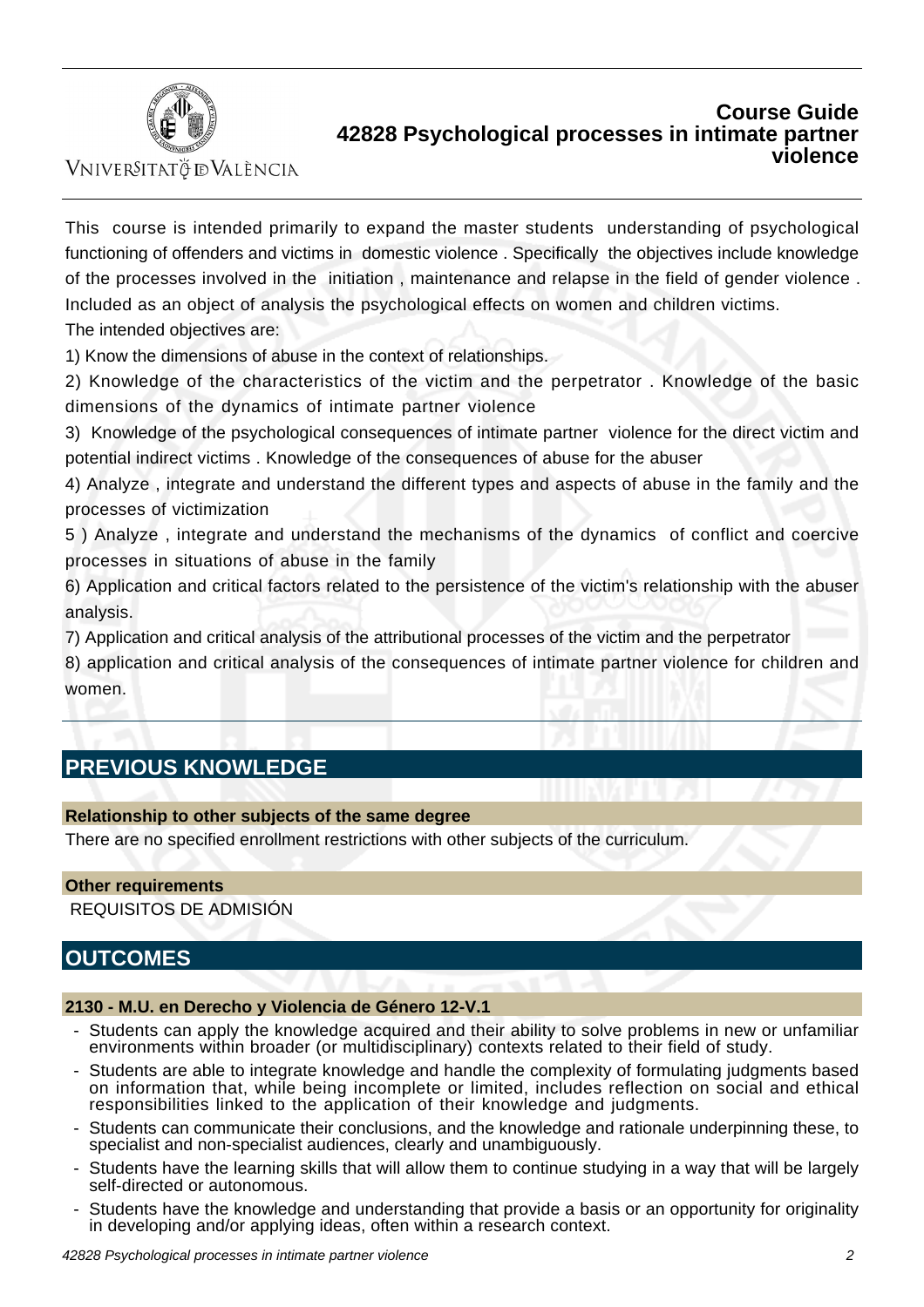This course is intended primarily to expand the master students understanding of psychological functioning of offenders and victims in domestic violence . Specifically the objectives include knowledge of the processes involved in the initiation , maintenance and relapse in the field of gender violence . Included as an object of analysis the psychological effects on women and children victims.

The intended objectives are:

1) Know the dimensions of abuse in the context of relationships.

2) Knowledge of the characteristics of the victim and the perpetrator . Knowledge of the basic dimensions of the dynamics of intimate partner violence

3) Knowledge of the psychological consequences of intimate partner violence for the direct victim and potential indirect victims . Knowledge of the consequences of abuse for the abuser

4) Analyze , integrate and understand the different types and aspects of abuse in the family and the processes of victimization

5 ) Analyze , integrate and understand the mechanisms of the dynamics of conflict and coercive processes in situations of abuse in the family

6) Application and critical factors related to the persistence of the victim's relationship with the abuser analysis.

7) Application and critical analysis of the attributional processes of the victim and the perpetrator

8) application and critical analysis of the consequences of intimate partner violence for children and women.

## PREVIOUS KNOWLEDGE

### Relationship to other subjects of the same degree

There are no specified enrollment restrictions with other subjects of the curriculum.

### Other requirements

REQUISITOS DE ADMISIÓN

## OUTCOMES

### 2130 - M.U. en Derecho y Violencia de Género 12-V.1

- Students can apply the knowledge acquired and their ability to solve problems in new or unfamiliar environments within broader (or multidisciplinary) contexts related to their field of study.
- Students are able to integrate knowledge and handle the complexity of formulating judgments based on information that, while being incomplete or limited, includes reflection on social and ethical responsibilities linked to the application of their knowledge and judgments.
- Students can communicate their conclusions, and the knowledge and rationale underpinning these, to specialist and non-specialist audiences, clearly and unambiguously.
- Students have the learning skills that will allow them to continue studying in a way that will be largely self-directed or autonomous.
- Students have the knowledge and understanding that provide a basis or an opportunity for originality in developing and/or applying ideas, often within a research context.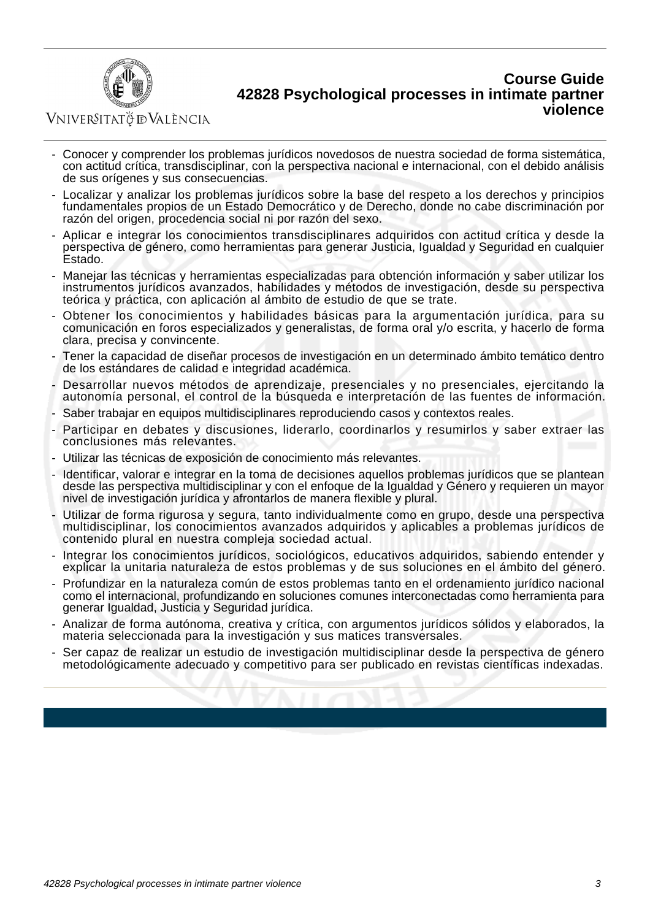- Conocer y comprender los problemas jurídicos novedosos de nuestra sociedad de forma sistemática, con actitud crítica, transdisciplinar, con la perspectiva nacional e internacional, con el debido análisis de sus orígenes y sus consecuencias.
- Localizar y analizar los problemas jurídicos sobre la base del respeto a los derechos y principios fundamentales propios de un Estado Democrático y de Derecho, donde no cabe discriminación por razón del origen, procedencia social ni por razón del sexo.
- Aplicar e integrar los conocimientos transdisciplinares adquiridos con actitud crítica y desde la perspectiva de género, como herramientas para generar Justicia, Igualdad y Seguridad en cualquier Estado.
- Manejar las técnicas y herramientas especializadas para obtención información y saber utilizar los instrumentos jurídicos avanzados, habilidades y métodos de investigación, desde su perspectiva teórica y práctica, con aplicación al ámbito de estudio de que se trate.
- Obtener los conocimientos y habilidades básicas para la argumentación jurídica, para su comunicación en foros especializados y generalistas, de forma oral y/o escrita, y hacerlo de forma clara, precisa y convincente.
- Tener la capacidad de diseñar procesos de investigación en un determinado ámbito temático dentro de los estándares de calidad e integridad académica.
- Desarrollar nuevos métodos de aprendizaje, presenciales y no presenciales, ejercitando la autonomía personal, el control de la búsqueda e interpretación de las fuentes de información.
- Saber trabajar en equipos multidisciplinares reproduciendo casos y contextos reales.
- Participar en debates y discusiones, liderarlo, coordinarlos y resumirlos y saber extraer las conclusiones más relevantes.
- Utilizar las técnicas de exposición de conocimiento más relevantes.
- Identificar, valorar e integrar en la toma de decisiones aquellos problemas jurídicos que se plantean desde las perspectiva multidisciplinar y con el enfoque de la Igualdad y Género y requieren un mayor nivel de investigación jurídica y afrontarlos de manera flexible y plural.
- Utilizar de forma rigurosa y segura, tanto individualmente como en grupo, desde una perspectiva multidisciplinar, los conocimientos avanzados adquiridos y aplicables a problemas jurídicos de contenido plural en nuestra compleja sociedad actual.
- Integrar los conocimientos jurídicos, sociológicos, educativos adquiridos, sabiendo entender y explicar la unitaria naturaleza de estos problemas y de sus soluciones en el ámbito del género.
- Profundizar en la naturaleza común de estos problemas tanto en el ordenamiento jurídico nacional como el internacional, profundizando en soluciones comunes interconectadas como herramienta para generar Igualdad, Justicia y Seguridad jurídica.
- Analizar de forma autónoma, creativa y crítica, con argumentos jurídicos sólidos y elaborados, la materia seleccionada para la investigación y sus matices transversales.
- Ser capaz de realizar un estudio de investigación multidisciplinar desde la perspectiva de género metodológicamente adecuado y competitivo para ser publicado en revistas científicas indexadas.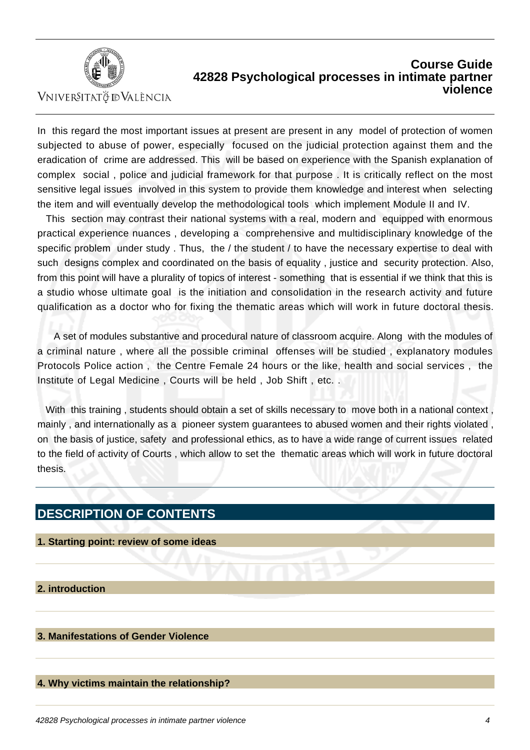In this regard the most important issues at present are present in any model of protection of women subjected to abuse of power, especially focused on the judicial protection against them and the eradication of crime are addressed. This will be based on experience with the Spanish explanation of complex social , police and judicial framework for that purpose . It is critically reflect on the most sensitive legal issues involved in this system to provide them knowledge and interest when selecting the item and will eventually develop the methodological tools which implement Module II and IV.

This section may contrast their national systems with a real, modern and equipped with enormous practical experience nuances , developing a comprehensive and multidisciplinary knowledge of the specific problem under study . Thus, the / the student / to have the necessary expertise to deal with such designs complex and coordinated on the basis of equality , justice and security protection. Also, from this point will have a plurality of topics of interest - something that is essential if we think that this is a studio whose ultimate goal is the initiation and consolidation in the research activity and future qualification as a doctor who for fixing the thematic areas which will work in future doctoral thesis.

A set of modules substantive and procedural nature of classroom acquire. Along with the modules of a criminal nature , where all the possible criminal offenses will be studied , explanatory modules Protocols Police action , the Centre Female 24 hours or the like, health and social services , the Institute of Legal Medicine , Courts will be held , Job Shift , etc. .

With this training , students should obtain a set of skills necessary to move both in a national context , mainly , and internationally as a pioneer system guarantees to abused women and their rights violated , on the basis of justice, safety and professional ethics, as to have a wide range of current issues related to the field of activity of Courts , which allow to set the thematic areas which will work in future doctoral thesis.

## DESCRIPTION OF CONTENTS

### 1. Starting point: review of some ideas

### 2. introduction

### 3. Manifestations of Gender Violence

### 4. Why victims maintain the relationship?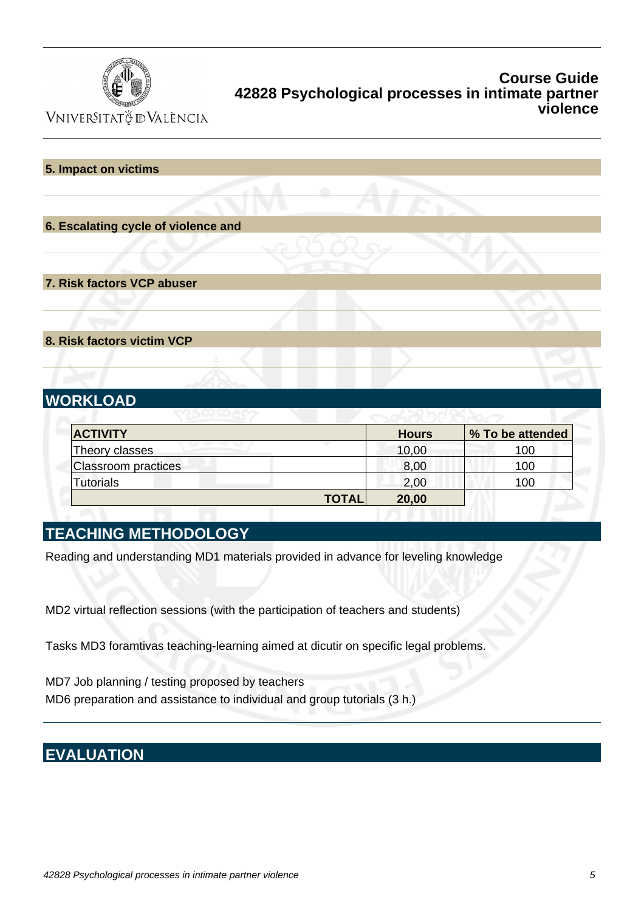#### 5. Impact on victims

#### 6. Escalating cycle of violence and

#### 7. Risk factors VCP abuser

#### 8. Risk factors victim VCP

## WORKLOAD

| ACTIVITY | Hours | % To be attended |
|---|---|---|
| Theory classes | 10,00 | 100 |
| Classroom practices | 8,00 | 100 |
| Tutorials | 2,00 | 100 |
| **TOTAL** | **20,00** | |

## TEACHING METHODOLOGY

Reading and understanding MD1 materials provided in advance for leveling knowledge

MD2 virtual reflection sessions (with the participation of teachers and students)

Tasks MD3 foramtivas teaching-learning aimed at dicutir on specific legal problems.

MD7 Job planning / testing proposed by teachers
MD6 preparation and assistance to individual and group tutorials (3 h.)

## EVALUATION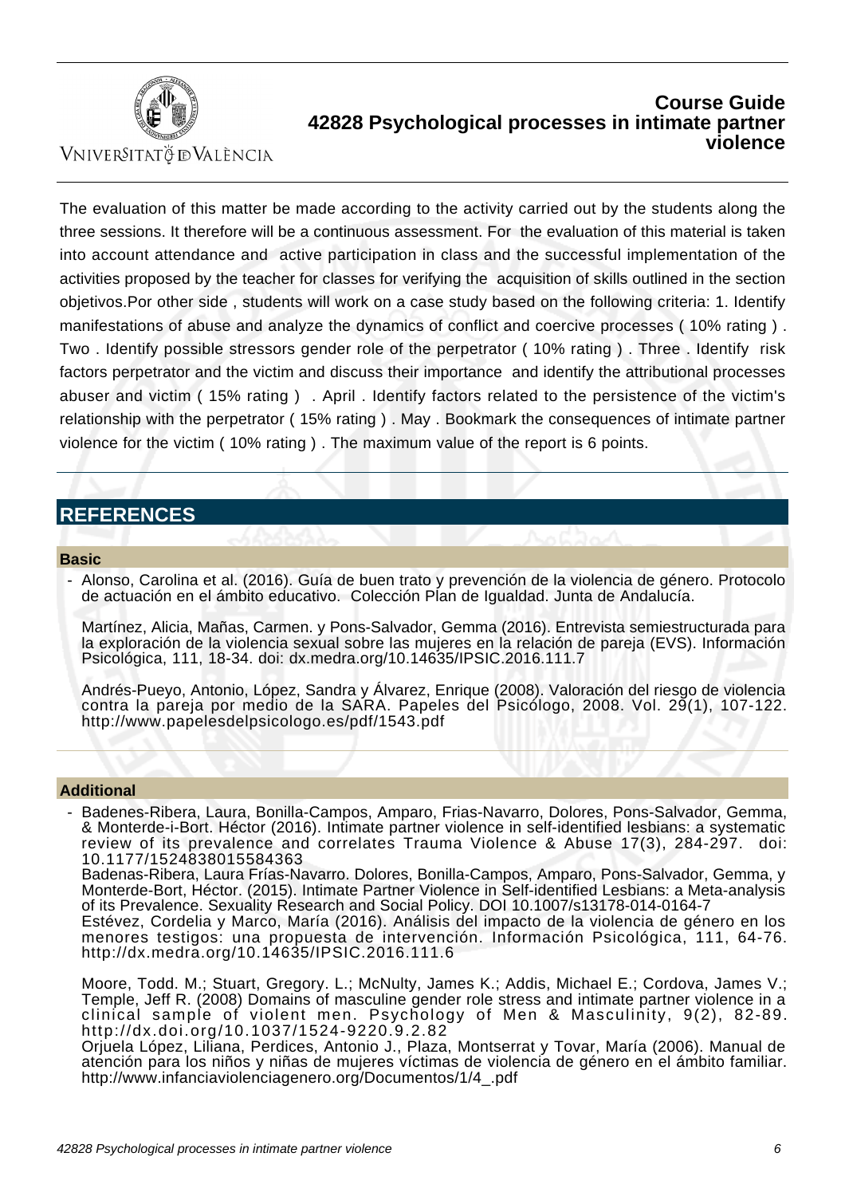The evaluation of this matter be made according to the activity carried out by the students along the three sessions. It therefore will be a continuous assessment. For the evaluation of this material is taken into account attendance and active participation in class and the successful implementation of the activities proposed by the teacher for classes for verifying the acquisition of skills outlined in the section objetivos.Por other side , students will work on a case study based on the following criteria: 1. Identify manifestations of abuse and analyze the dynamics of conflict and coercive processes ( 10% rating ) . Two . Identify possible stressors gender role of the perpetrator ( 10% rating ) . Three . Identify risk factors perpetrator and the victim and discuss their importance and identify the attributional processes abuser and victim ( 15% rating ) . April . Identify factors related to the persistence of the victim's relationship with the perpetrator ( 15% rating ) . May . Bookmark the consequences of intimate partner violence for the victim ( 10% rating ) . The maximum value of the report is 6 points.

## REFERENCES

### Basic

- Alonso, Carolina et al. (2016). Guía de buen trato y prevención de la violencia de género. Protocolo de actuación en el ámbito educativo. Colección Plan de Igualdad. Junta de Andalucía.

  Martínez, Alicia, Mañas, Carmen. y Pons-Salvador, Gemma (2016). Entrevista semiestructurada para la exploración de la violencia sexual sobre las mujeres en la relación de pareja (EVS). Información Psicológica, 111, 18-34. doi: dx.medra.org/10.14635/IPSIC.2016.111.7

  Andrés-Pueyo, Antonio, López, Sandra y Álvarez, Enrique (2008). Valoración del riesgo de violencia contra la pareja por medio de la SARA. Papeles del Psicólogo, 2008. Vol. 29(1), 107-122. http://www.papelesdelpsicologo.es/pdf/1543.pdf

### Additional

- Badenes-Ribera, Laura, Bonilla-Campos, Amparo, Frias-Navarro, Dolores, Pons-Salvador, Gemma, & Monterde-i-Bort. Héctor (2016). Intimate partner violence in self-identified lesbians: a systematic review of its prevalence and correlates Trauma Violence & Abuse 17(3), 284-297. doi: 10.1177/1524838015584363
  Badenes-Ribera, Laura Frías-Navarro. Dolores, Bonilla-Campos, Amparo, Pons-Salvador, Gemma, y Monterde-Bort, Héctor. (2015). Intimate Partner Violence in Self-identified Lesbians: a Meta-analysis of its Prevalence. Sexuality Research and Social Policy. DOI 10.1007/s13178-014-0164-7
  Estévez, Cordelia y Marco, María (2016). Análisis del impacto de la violencia de género en los menores testigos: una propuesta de intervención. Información Psicológica, 111, 64-76. http://dx.medra.org/10.14635/IPSIC.2016.111.6

  Moore, Todd. M.; Stuart, Gregory. L.; McNulty, James K.; Addis, Michael E.; Cordova, James V.; Temple, Jeff R. (2008) Domains of masculine gender role stress and intimate partner violence in a clinical sample of violent men. Psychology of Men & Masculinity, 9(2), 82-89. http://dx.doi.org/10.1037/1524-9220.9.2.82
  Orjuela López, Liliana, Perdices, Antonio J., Plaza, Montserrat y Tovar, María (2006). Manual de atención para los niños y niñas de mujeres víctimas de violencia de género en el ámbito familiar. http://www.infanciaviolenciagenero.org/Documentos/1/4_.pdf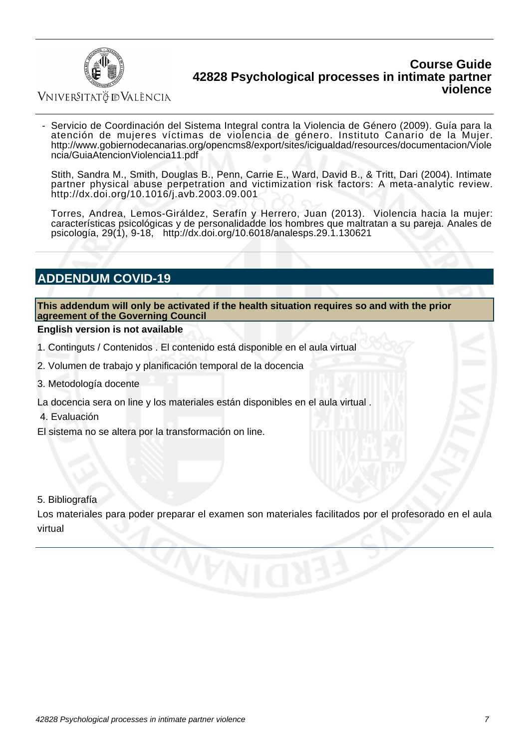- Servicio de Coordinación del Sistema Integral contra la Violencia de Género (2009). Guía para la atención de mujeres víctimas de violencia de género. Instituto Canario de la Mujer. http://www.gobiernodecanarias.org/opencms8/export/sites/icigualdad/resources/documentacion/Violencia/GuiaAtencionViolencia11.pdf

  Stith, Sandra M., Smith, Douglas B., Penn, Carrie E., Ward, David B., & Tritt, Dari (2004). Intimate partner physical abuse perpetration and victimization risk factors: A meta-analytic review. http://dx.doi.org/10.1016/j.avb.2003.09.001

  Torres, Andrea, Lemos-Giráldez, Serafín y Herrero, Juan (2013). Violencia hacia la mujer: características psicológicas y de personalidadde los hombres que maltratan a su pareja. Anales de psicología, 29(1), 9-18, http://dx.doi.org/10.6018/analesps.29.1.130621

## ADDENDUM COVID-19

**This addendum will only be activated if the health situation requires so and with the prior agreement of the Governing Council**

**English version is not available**

1. Continguts / Contenidos . El contenido está disponible en el aula virtual

2. Volumen de trabajo y planificación temporal de la docencia

3. Metodología docente

La docencia sera on line y los materiales están disponibles en el aula virtual .

4. Evaluación

El sistema no se altera por la transformación on line.

5. Bibliografía

Los materiales para poder preparar el examen son materiales facilitados por el profesorado en el aula virtual